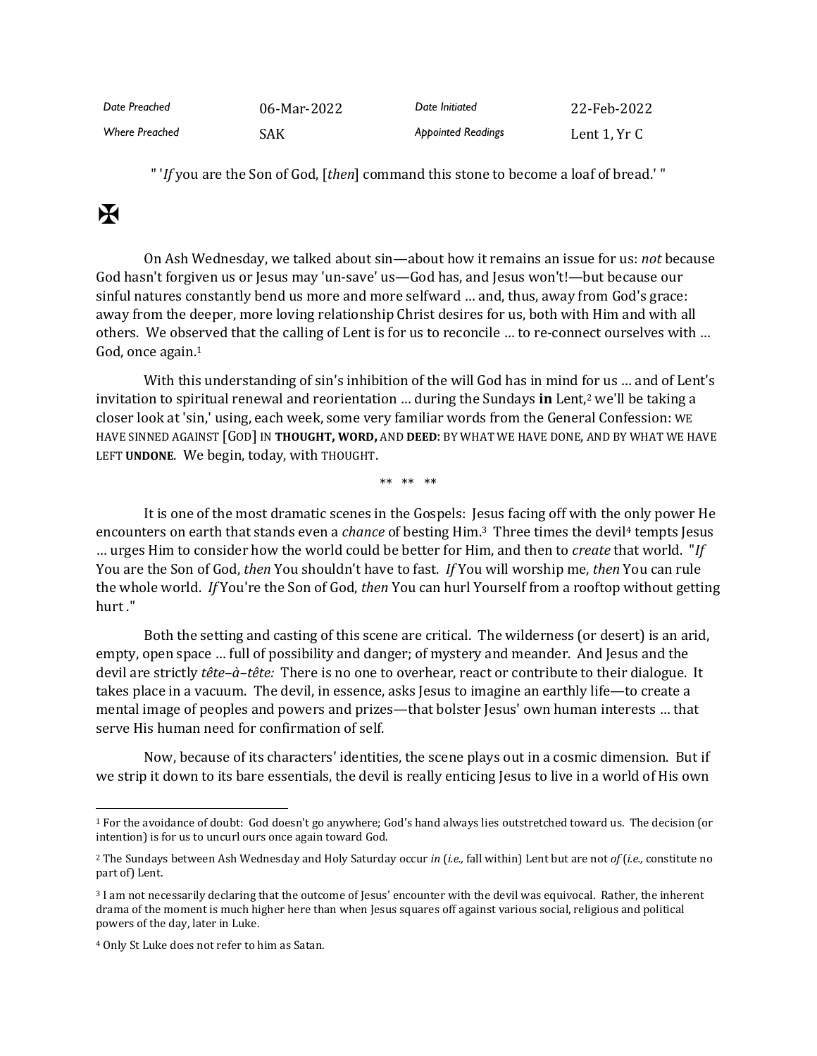| Date Preached | 06-Mar-2022 | Date Initiated | 22-Feb-2022 |
| --- | --- | --- | --- |
| Where Preached | SAK | Appointed Readings | Lent 1, Yr C |

" '*If* you are the Son of God, [*then*] command this stone to become a loaf of bread.' "

✠

On Ash Wednesday, we talked about sin—about how it remains an issue for us: *not* because God hasn't forgiven us or Jesus may 'un-save' us—God has, and Jesus won't!—but because our sinful natures constantly bend us more and more selfward … and, thus, away from God's grace: away from the deeper, more loving relationship Christ desires for us, both with Him and with all others. We observed that the calling of Lent is for us to reconcile … to re-connect ourselves with … God, once again.[1]

With this understanding of sin's inhibition of the will God has in mind for us … and of Lent's invitation to spiritual renewal and reorientation … during the Sundays **in** Lent,[2] we'll be taking a closer look at 'sin,' using, each week, some very familiar words from the General Confession: WE HAVE SINNED AGAINST [GOD] IN **THOUGHT, WORD,** AND **DEED**: BY WHAT WE HAVE DONE, AND BY WHAT WE HAVE LEFT **UNDONE**. We begin, today, with THOUGHT.

** ** **

It is one of the most dramatic scenes in the Gospels: Jesus facing off with the only power He encounters on earth that stands even a *chance* of besting Him.[3] Three times the devil[4] tempts Jesus … urges Him to consider how the world could be better for Him, and then to *create* that world. "*If* You are the Son of God, *then* You shouldn't have to fast. *If* You will worship me, *then* You can rule the whole world. *If* You're the Son of God, *then* You can hurl Yourself from a rooftop without getting hurt ."

Both the setting and casting of this scene are critical. The wilderness (or desert) is an arid, empty, open space … full of possibility and danger; of mystery and meander. And Jesus and the devil are strictly *tête–à–tête:* There is no one to overhear, react or contribute to their dialogue. It takes place in a vacuum. The devil, in essence, asks Jesus to imagine an earthly life—to create a mental image of peoples and powers and prizes—that bolster Jesus' own human interests … that serve His human need for confirmation of self.

Now, because of its characters' identities, the scene plays out in a cosmic dimension. But if we strip it down to its bare essentials, the devil is really enticing Jesus to live in a world of His own

---

[1] For the avoidance of doubt: God doesn't go anywhere; God's hand always lies outstretched toward us. The decision (or intention) is for us to uncurl ours once again toward God.

[2] The Sundays between Ash Wednesday and Holy Saturday occur *in* (*i.e.,* fall within) Lent but are not *of* (*i.e.,* constitute no part of) Lent.

[3] I am not necessarily declaring that the outcome of Jesus' encounter with the devil was equivocal. Rather, the inherent drama of the moment is much higher here than when Jesus squares off against various social, religious and political powers of the day, later in Luke.

[4] Only St Luke does not refer to him as Satan.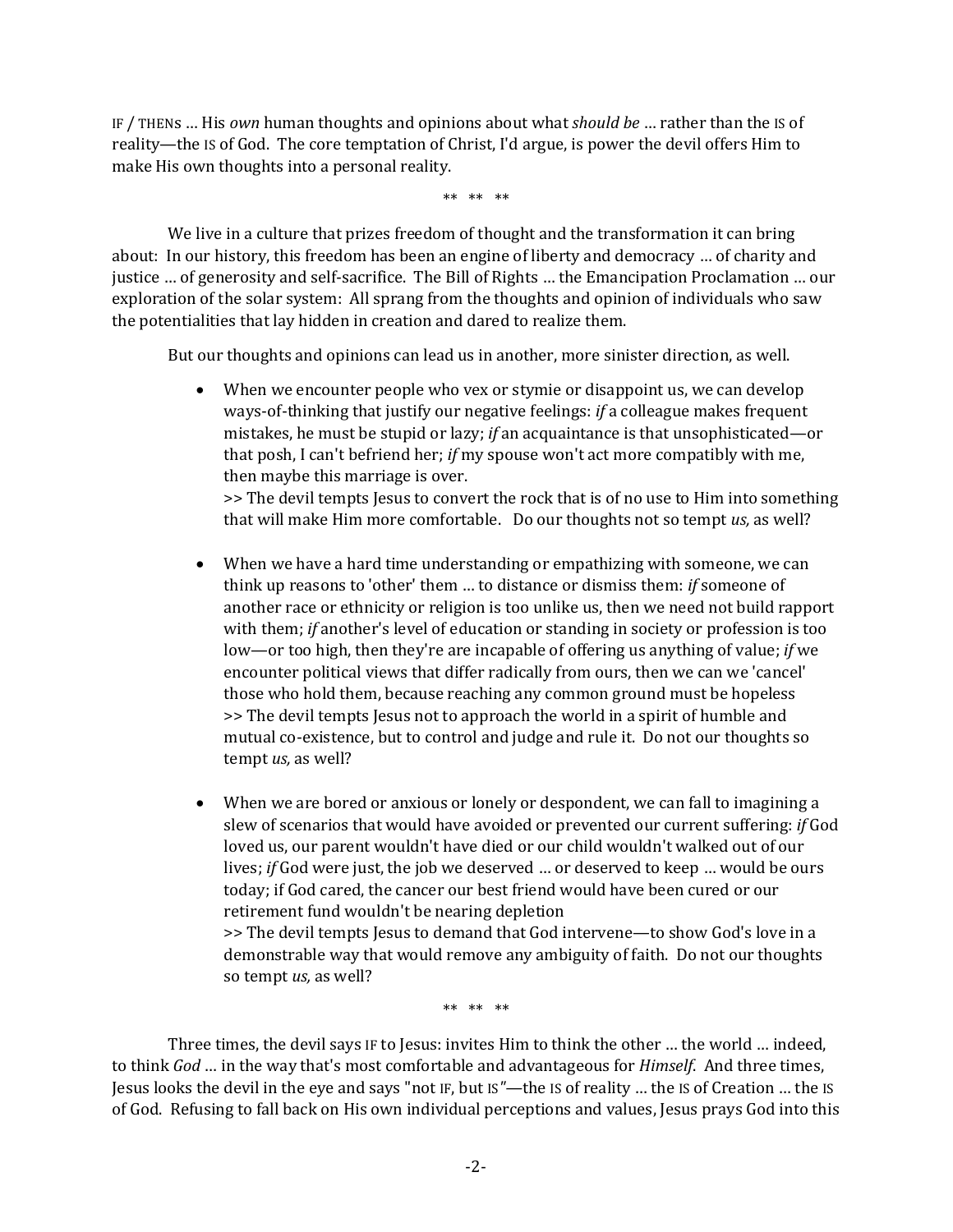IF / THENS … His *own* human thoughts and opinions about what *should be* … rather than the IS of reality—the IS of God. The core temptation of Christ, I'd argue, is power the devil offers Him to make His own thoughts into a personal reality.

** ** **

We live in a culture that prizes freedom of thought and the transformation it can bring about: In our history, this freedom has been an engine of liberty and democracy … of charity and justice … of generosity and self-sacrifice. The Bill of Rights … the Emancipation Proclamation … our exploration of the solar system: All sprang from the thoughts and opinion of individuals who saw the potentialities that lay hidden in creation and dared to realize them.

But our thoughts and opinions can lead us in another, more sinister direction, as well.

- When we encounter people who vex or stymie or disappoint us, we can develop ways-of-thinking that justify our negative feelings: *if* a colleague makes frequent mistakes, he must be stupid or lazy; *if* an acquaintance is that unsophisticated—or that posh, I can't befriend her; *if* my spouse won't act more compatibly with me, then maybe this marriage is over.
  >> The devil tempts Jesus to convert the rock that is of no use to Him into something that will make Him more comfortable. Do our thoughts not so tempt *us,* as well?

- When we have a hard time understanding or empathizing with someone, we can think up reasons to 'other' them … to distance or dismiss them: *if* someone of another race or ethnicity or religion is too unlike us, then we need not build rapport with them; *if* another's level of education or standing in society or profession is too low—or too high, then they're are incapable of offering us anything of value; *if* we encounter political views that differ radically from ours, then we can we 'cancel' those who hold them, because reaching any common ground must be hopeless
  >> The devil tempts Jesus not to approach the world in a spirit of humble and mutual co-existence, but to control and judge and rule it. Do not our thoughts so tempt *us,* as well?

- When we are bored or anxious or lonely or despondent, we can fall to imagining a slew of scenarios that would have avoided or prevented our current suffering: *if* God loved us, our parent wouldn't have died or our child wouldn't walked out of our lives; *if* God were just, the job we deserved … or deserved to keep … would be ours today; if God cared, the cancer our best friend would have been cured or our retirement fund wouldn't be nearing depletion
  >> The devil tempts Jesus to demand that God intervene—to show God's love in a demonstrable way that would remove any ambiguity of faith. Do not our thoughts so tempt *us,* as well?

** ** **

Three times, the devil says IF to Jesus: invites Him to think the other … the world … indeed, to think *God* … in the way that's most comfortable and advantageous for *Himself.* And three times, Jesus looks the devil in the eye and says "not IF, but IS"—the IS of reality … the IS of Creation … the IS of God. Refusing to fall back on His own individual perceptions and values, Jesus prays God into this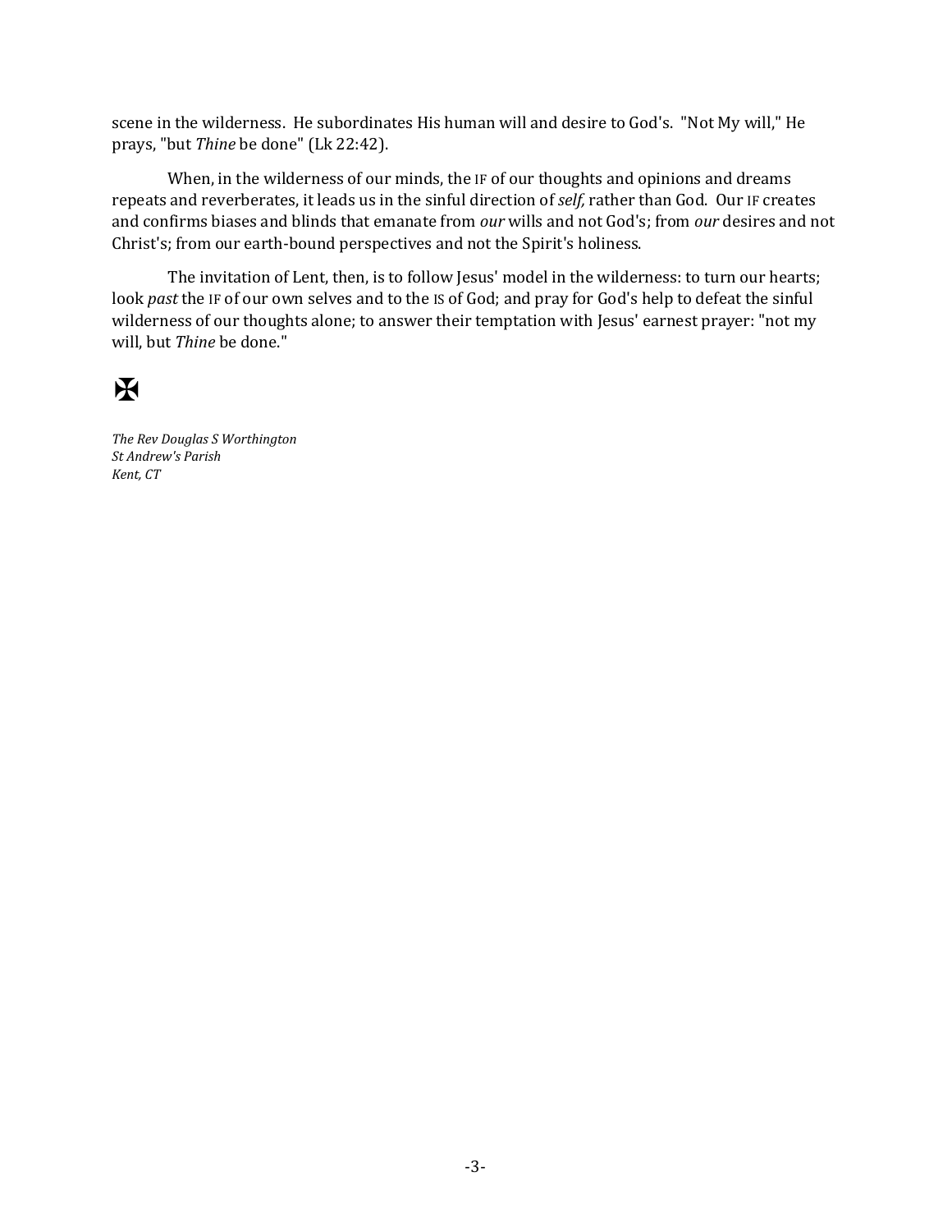scene in the wilderness. He subordinates His human will and desire to God's. "Not My will," He prays, "but *Thine* be done" (Lk 22:42).

When, in the wilderness of our minds, the IF of our thoughts and opinions and dreams repeats and reverberates, it leads us in the sinful direction of *self,* rather than God. Our IF creates and confirms biases and blinds that emanate from *our* wills and not God's; from *our* desires and not Christ's; from our earth-bound perspectives and not the Spirit's holiness.

The invitation of Lent, then, is to follow Jesus' model in the wilderness: to turn our hearts; look *past* the IF of our own selves and to the IS of God; and pray for God's help to defeat the sinful wilderness of our thoughts alone; to answer their temptation with Jesus' earnest prayer: "not my will, but *Thine* be done."

✠

*The Rev Douglas S Worthington*
*St Andrew's Parish*
*Kent, CT*